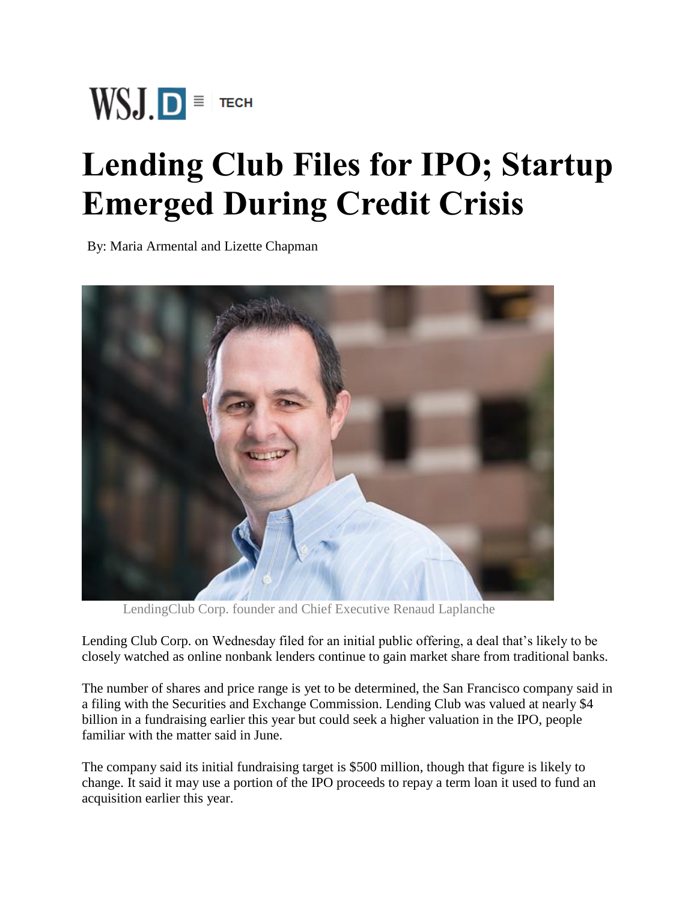WSJ.D ≡ TECH

# Lending Club Files for IPO; Startup Emerged During Credit Crisis

By: Maria Armental and Lizette Chapman

LendingClub Corp. founder and Chief Executive Renaud Laplanche

Lending Club Corp. on Wednesday filed for an initial public offering, a deal that's likely to be closely watched as online nonbank lenders continue to gain market share from traditional banks.

The number of shares and price range is yet to be determined, the San Francisco company said in a filing with the Securities and Exchange Commission. Lending Club was valued at nearly $4 billion in a fundraising earlier this year but could seek a higher valuation in the IPO, people familiar with the matter said in June.

The company said its initial fundraising target is $500 million, though that figure is likely to change. It said it may use a portion of the IPO proceeds to repay a term loan it used to fund an acquisition earlier this year.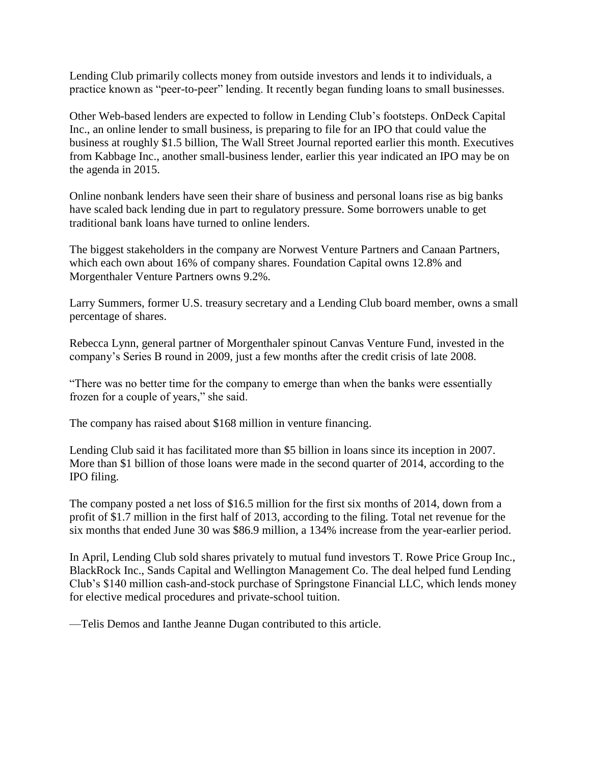Lending Club primarily collects money from outside investors and lends it to individuals, a practice known as "peer-to-peer" lending. It recently began funding loans to small businesses.

Other Web-based lenders are expected to follow in Lending Club's footsteps. OnDeck Capital Inc., an online lender to small business, is preparing to file for an IPO that could value the business at roughly $1.5 billion, The Wall Street Journal reported earlier this month. Executives from Kabbage Inc., another small-business lender, earlier this year indicated an IPO may be on the agenda in 2015.

Online nonbank lenders have seen their share of business and personal loans rise as big banks have scaled back lending due in part to regulatory pressure. Some borrowers unable to get traditional bank loans have turned to online lenders.

The biggest stakeholders in the company are Norwest Venture Partners and Canaan Partners, which each own about 16% of company shares. Foundation Capital owns 12.8% and Morgenthaler Venture Partners owns 9.2%.

Larry Summers, former U.S. treasury secretary and a Lending Club board member, owns a small percentage of shares.

Rebecca Lynn, general partner of Morgenthaler spinout Canvas Venture Fund, invested in the company's Series B round in 2009, just a few months after the credit crisis of late 2008.

"There was no better time for the company to emerge than when the banks were essentially frozen for a couple of years," she said.

The company has raised about $168 million in venture financing.

Lending Club said it has facilitated more than $5 billion in loans since its inception in 2007. More than $1 billion of those loans were made in the second quarter of 2014, according to the IPO filing.

The company posted a net loss of $16.5 million for the first six months of 2014, down from a profit of $1.7 million in the first half of 2013, according to the filing. Total net revenue for the six months that ended June 30 was $86.9 million, a 134% increase from the year-earlier period.

In April, Lending Club sold shares privately to mutual fund investors T. Rowe Price Group Inc., BlackRock Inc., Sands Capital and Wellington Management Co. The deal helped fund Lending Club's $140 million cash-and-stock purchase of Springstone Financial LLC, which lends money for elective medical procedures and private-school tuition.

—Telis Demos and Ianthe Jeanne Dugan contributed to this article.